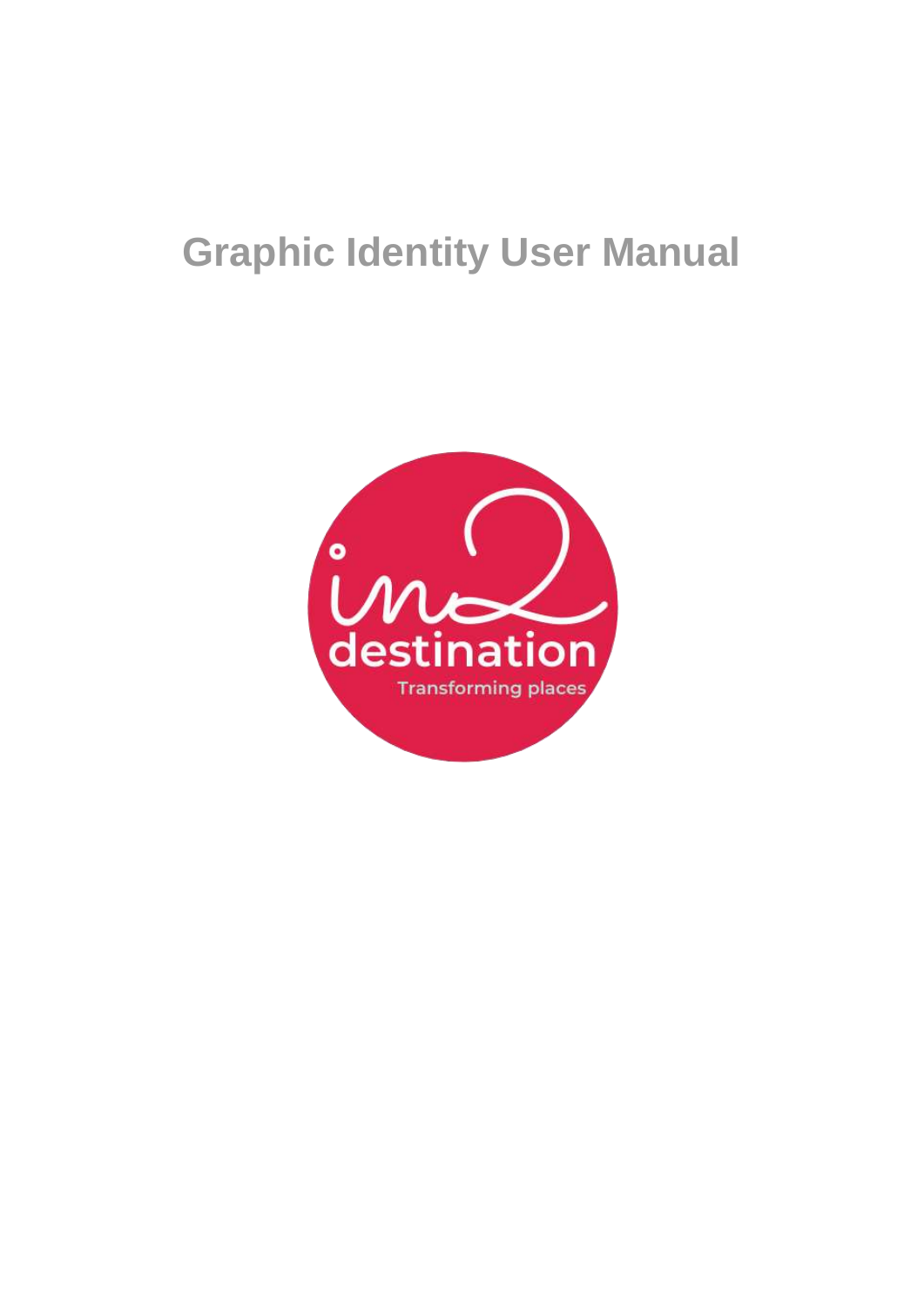# Graphic Identity User Manual

in2 destination

Transforming places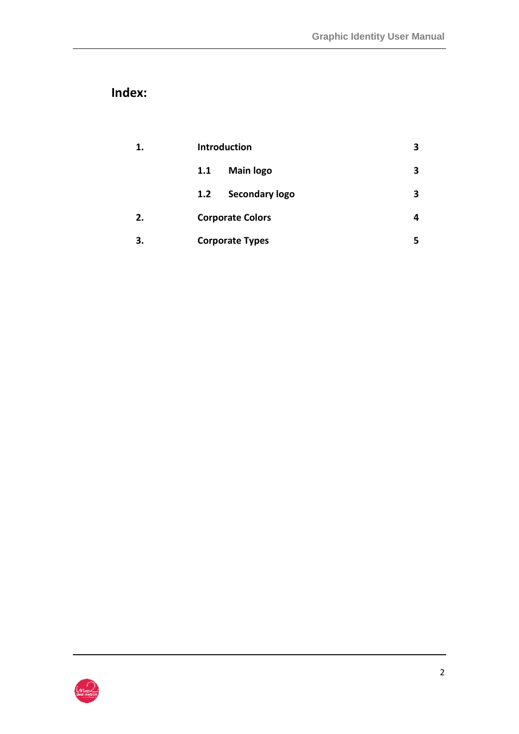## Index:

| | | |
|---|---|---|
| **1.** | **Introduction** | **3** |
| | **1.1 Main logo** | **3** |
| | **1.2 Secondary logo** | **3** |
| **2.** | **Corporate Colors** | **4** |
| **3.** | **Corporate Types** | **5** |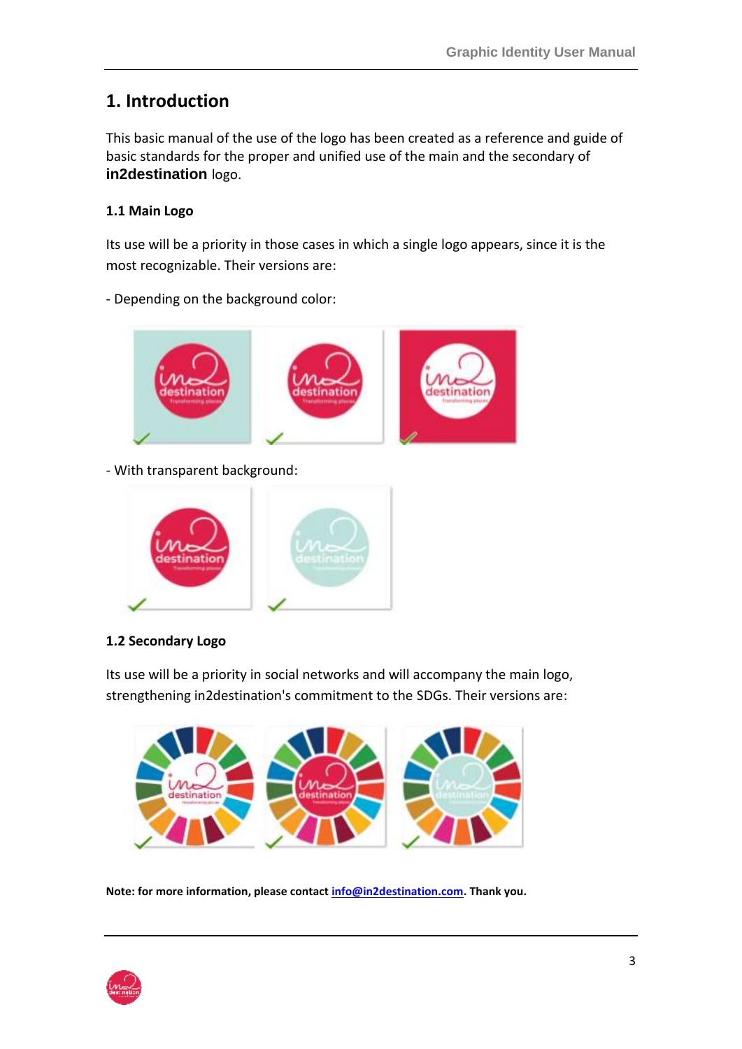# 1. Introduction

This basic manual of the use of the logo has been created as a reference and guide of basic standards for the proper and unified use of the main and the secondary of **in2destination** logo.

## 1.1 Main Logo

Its use will be a priority in those cases in which a single logo appears, since it is the most recognizable. Their versions are:

- Depending on the background color:

- With transparent background:

## 1.2 Secondary Logo

Its use will be a priority in social networks and will accompany the main logo, strengthening in2destination's commitment to the SDGs. Their versions are:

**Note: for more information, please contact info@in2destination.com. Thank you.**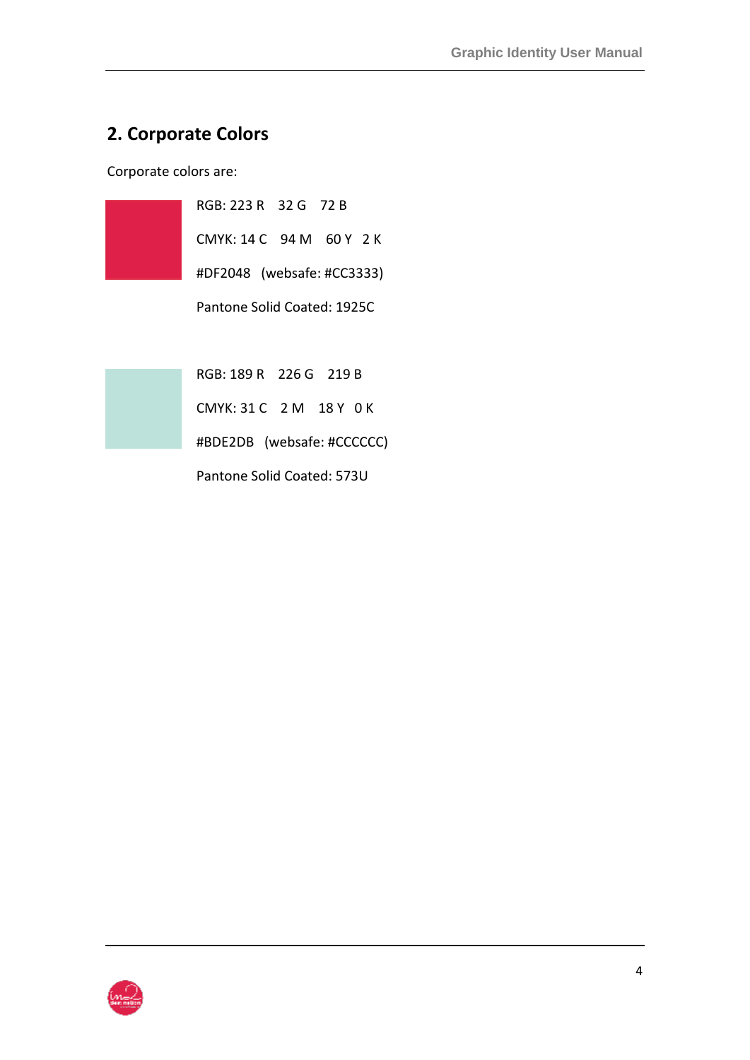## 2. Corporate Colors

Corporate colors are:

RGB: 223 R 32 G 72 B

CMYK: 14 C 94 M 60 Y 2 K

#DF2048 (websafe: #CC3333)

Pantone Solid Coated: 1925C

RGB: 189 R 226 G 219 B

CMYK: 31 C 2 M 18 Y 0 K

#BDE2DB (websafe: #CCCCCC)

Pantone Solid Coated: 573U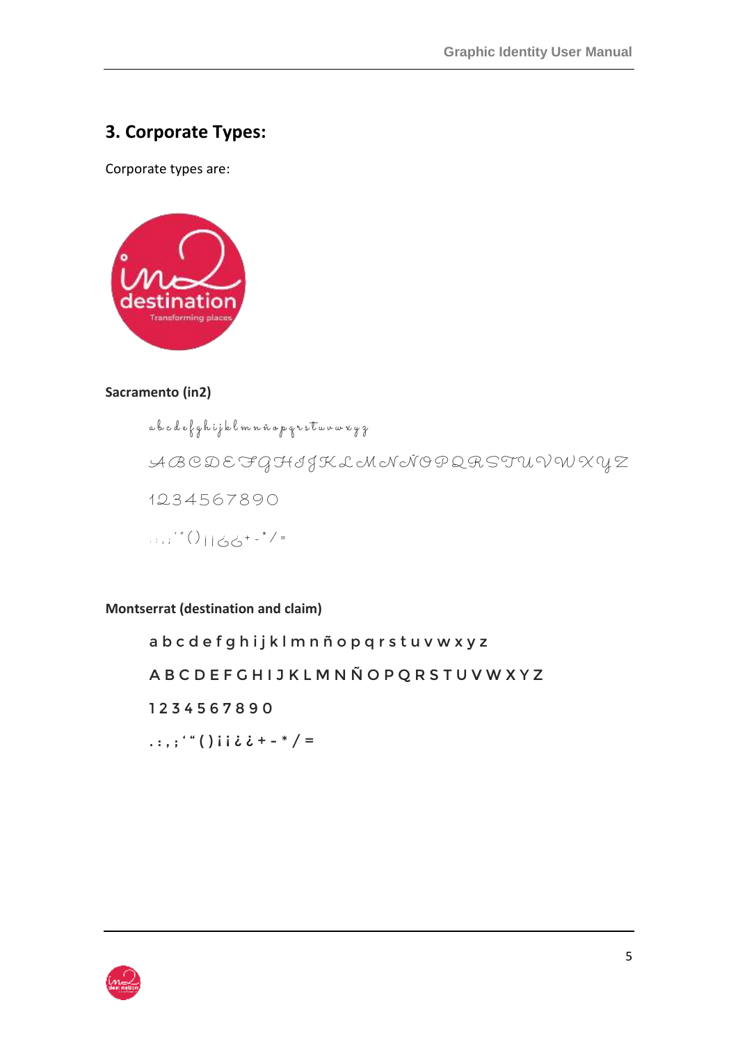## 3. Corporate Types:

Corporate types are:

**Sacramento (in2)**

a b c d e f g h i j k l m n ñ o p q r s t u v w x y z

A B C D E F G H I J K L M N Ñ O P Q R S T U V W X Y Z

1 2 3 4 5 6 7 8 9 0

. : , ; ' " ( ) ¡ ¡ ¿ ¿ + - * / =

**Montserrat (destination and claim)**

a b c d e f g h i j k l m n ñ o p q r s t u v w x y z

A B C D E F G H I J K L M N Ñ O P Q R S T U V W X Y Z

1 2 3 4 5 6 7 8 9 0

. : , ; ' " ( ) ¡ ¡ ¿ ¿ + - * / =